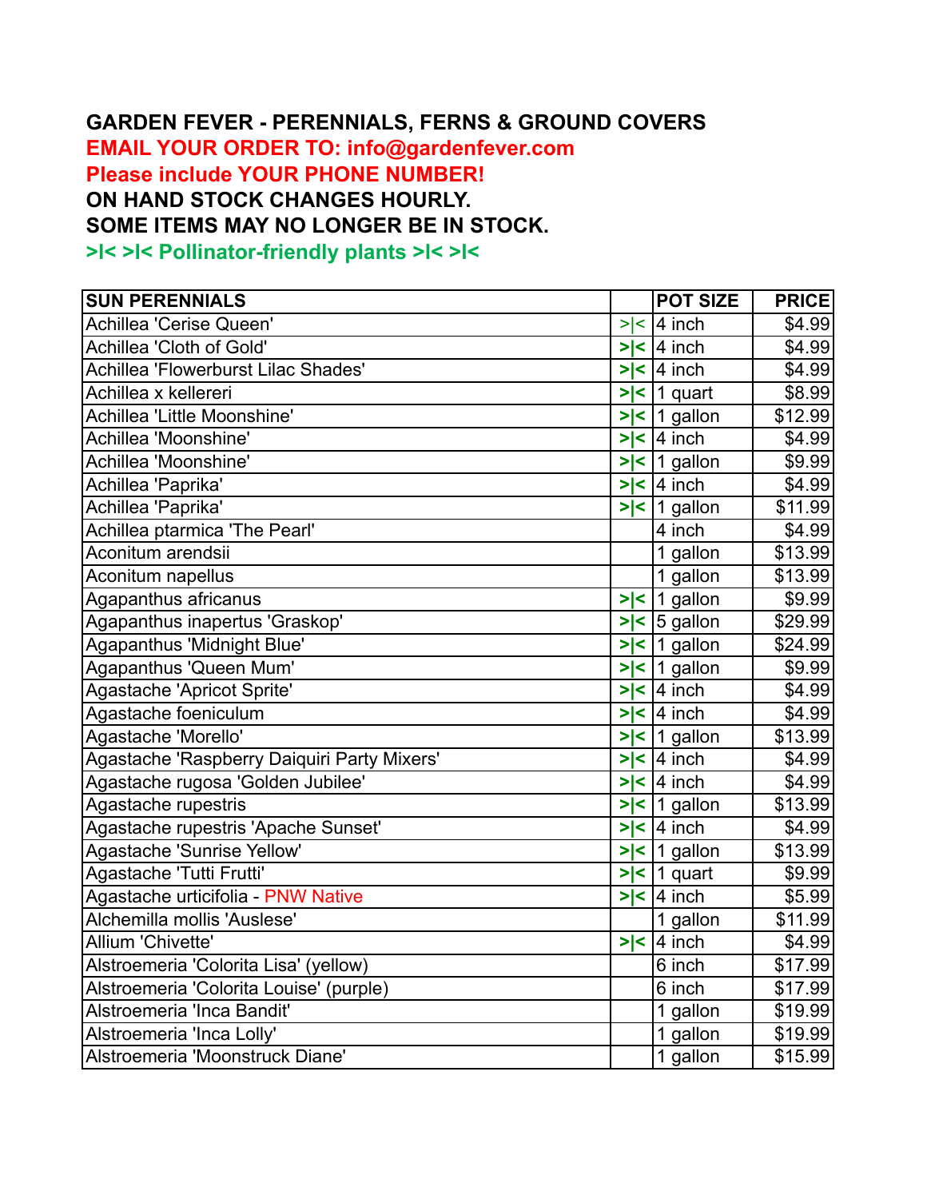**GARDEN FEVER - PERENNIALS, FERNS & GROUND COVERS**

**EMAIL YOUR ORDER TO: info@gardenfever.com**

**Please include YOUR PHONE NUMBER!**

**ON HAND STOCK CHANGES HOURLY.**

**SOME ITEMS MAY NO LONGER BE IN STOCK.**

**>|< >|< Pollinator-friendly plants >|< >|<**

| SUN PERENNIALS | | POT SIZE | PRICE |
|---|---|---|---|
| Achillea 'Cerise Queen' | >\|< | 4 inch | $4.99 |
| Achillea 'Cloth of Gold' | >\|< | 4 inch | $4.99 |
| Achillea 'Flowerburst Lilac Shades' | >\|< | 4 inch | $4.99 |
| Achillea x kellereri | >\|< | 1 quart | $8.99 |
| Achillea 'Little Moonshine' | >\|< | 1 gallon | $12.99 |
| Achillea 'Moonshine' | >\|< | 4 inch | $4.99 |
| Achillea 'Moonshine' | >\|< | 1 gallon | $9.99 |
| Achillea 'Paprika' | >\|< | 4 inch | $4.99 |
| Achillea 'Paprika' | >\|< | 1 gallon | $11.99 |
| Achillea ptarmica 'The Pearl' | | 4 inch | $4.99 |
| Aconitum arendsii | | 1 gallon | $13.99 |
| Aconitum napellus | | 1 gallon | $13.99 |
| Agapanthus africanus | >\|< | 1 gallon | $9.99 |
| Agapanthus inapertus 'Graskop' | >\|< | 5 gallon | $29.99 |
| Agapanthus 'Midnight Blue' | >\|< | 1 gallon | $24.99 |
| Agapanthus 'Queen Mum' | >\|< | 1 gallon | $9.99 |
| Agastache 'Apricot Sprite' | >\|< | 4 inch | $4.99 |
| Agastache foeniculum | >\|< | 4 inch | $4.99 |
| Agastache 'Morello' | >\|< | 1 gallon | $13.99 |
| Agastache 'Raspberry Daiquiri Party Mixers' | >\|< | 4 inch | $4.99 |
| Agastache rugosa 'Golden Jubilee' | >\|< | 4 inch | $4.99 |
| Agastache rupestris | >\|< | 1 gallon | $13.99 |
| Agastache rupestris 'Apache Sunset' | >\|< | 4 inch | $4.99 |
| Agastache 'Sunrise Yellow' | >\|< | 1 gallon | $13.99 |
| Agastache 'Tutti Frutti' | >\|< | 1 quart | $9.99 |
| Agastache urticifolia - PNW Native | >\|< | 4 inch | $5.99 |
| Alchemilla mollis 'Auslese' | | 1 gallon | $11.99 |
| Allium 'Chivette' | >\|< | 4 inch | $4.99 |
| Alstroemeria 'Colorita Lisa' (yellow) | | 6 inch | $17.99 |
| Alstroemeria 'Colorita Louise' (purple) | | 6 inch | $17.99 |
| Alstroemeria 'Inca Bandit' | | 1 gallon | $19.99 |
| Alstroemeria 'Inca Lolly' | | 1 gallon | $19.99 |
| Alstroemeria 'Moonstruck Diane' | | 1 gallon | $15.99 |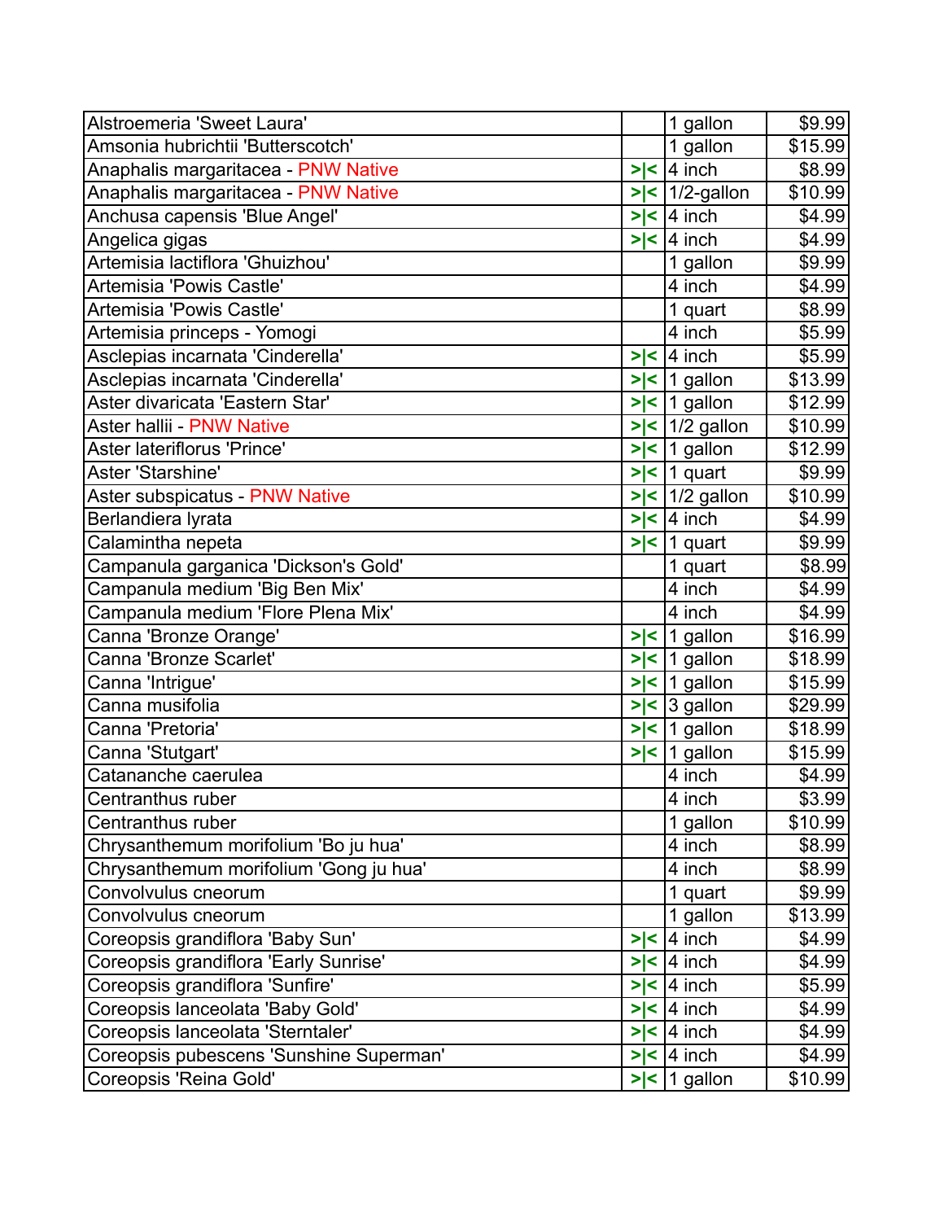| | | | |
|---|---|---|---|
| Alstroemeria 'Sweet Laura' | | 1 gallon | $9.99 |
| Amsonia hubrichtii 'Butterscotch' | | 1 gallon | $15.99 |
| Anaphalis margaritacea - PNW Native | >\|< | 4 inch | $8.99 |
| Anaphalis margaritacea - PNW Native | >\|< | 1/2-gallon | $10.99 |
| Anchusa capensis 'Blue Angel' | >\|< | 4 inch | $4.99 |
| Angelica gigas | >\|< | 4 inch | $4.99 |
| Artemisia lactiflora 'Ghuizhou' | | 1 gallon | $9.99 |
| Artemisia 'Powis Castle' | | 4 inch | $4.99 |
| Artemisia 'Powis Castle' | | 1 quart | $8.99 |
| Artemisia princeps - Yomogi | | 4 inch | $5.99 |
| Asclepias incarnata 'Cinderella' | >\|< | 4 inch | $5.99 |
| Asclepias incarnata 'Cinderella' | >\|< | 1 gallon | $13.99 |
| Aster divaricata 'Eastern Star' | >\|< | 1 gallon | $12.99 |
| Aster hallii - PNW Native | >\|< | 1/2 gallon | $10.99 |
| Aster lateriflorus 'Prince' | >\|< | 1 gallon | $12.99 |
| Aster 'Starshine' | >\|< | 1 quart | $9.99 |
| Aster subspicatus - PNW Native | >\|< | 1/2 gallon | $10.99 |
| Berlandiera lyrata | >\|< | 4 inch | $4.99 |
| Calamintha nepeta | >\|< | 1 quart | $9.99 |
| Campanula garganica 'Dickson's Gold' | | 1 quart | $8.99 |
| Campanula medium 'Big Ben Mix' | | 4 inch | $4.99 |
| Campanula medium 'Flore Plena Mix' | | 4 inch | $4.99 |
| Canna 'Bronze Orange' | >\|< | 1 gallon | $16.99 |
| Canna 'Bronze Scarlet' | >\|< | 1 gallon | $18.99 |
| Canna 'Intrigue' | >\|< | 1 gallon | $15.99 |
| Canna musifolia | >\|< | 3 gallon | $29.99 |
| Canna 'Pretoria' | >\|< | 1 gallon | $18.99 |
| Canna 'Stutgart' | >\|< | 1 gallon | $15.99 |
| Catananche caerulea | | 4 inch | $4.99 |
| Centranthus ruber | | 4 inch | $3.99 |
| Centranthus ruber | | 1 gallon | $10.99 |
| Chrysanthemum morifolium 'Bo ju hua' | | 4 inch | $8.99 |
| Chrysanthemum morifolium 'Gong ju hua' | | 4 inch | $8.99 |
| Convolvulus cneorum | | 1 quart | $9.99 |
| Convolvulus cneorum | | 1 gallon | $13.99 |
| Coreopsis grandiflora 'Baby Sun' | >\|< | 4 inch | $4.99 |
| Coreopsis grandiflora 'Early Sunrise' | >\|< | 4 inch | $4.99 |
| Coreopsis grandiflora 'Sunfire' | >\|< | 4 inch | $5.99 |
| Coreopsis lanceolata 'Baby Gold' | >\|< | 4 inch | $4.99 |
| Coreopsis lanceolata 'Sterntaler' | >\|< | 4 inch | $4.99 |
| Coreopsis pubescens 'Sunshine Superman' | >\|< | 4 inch | $4.99 |
| Coreopsis 'Reina Gold' | >\|< | 1 gallon | $10.99 |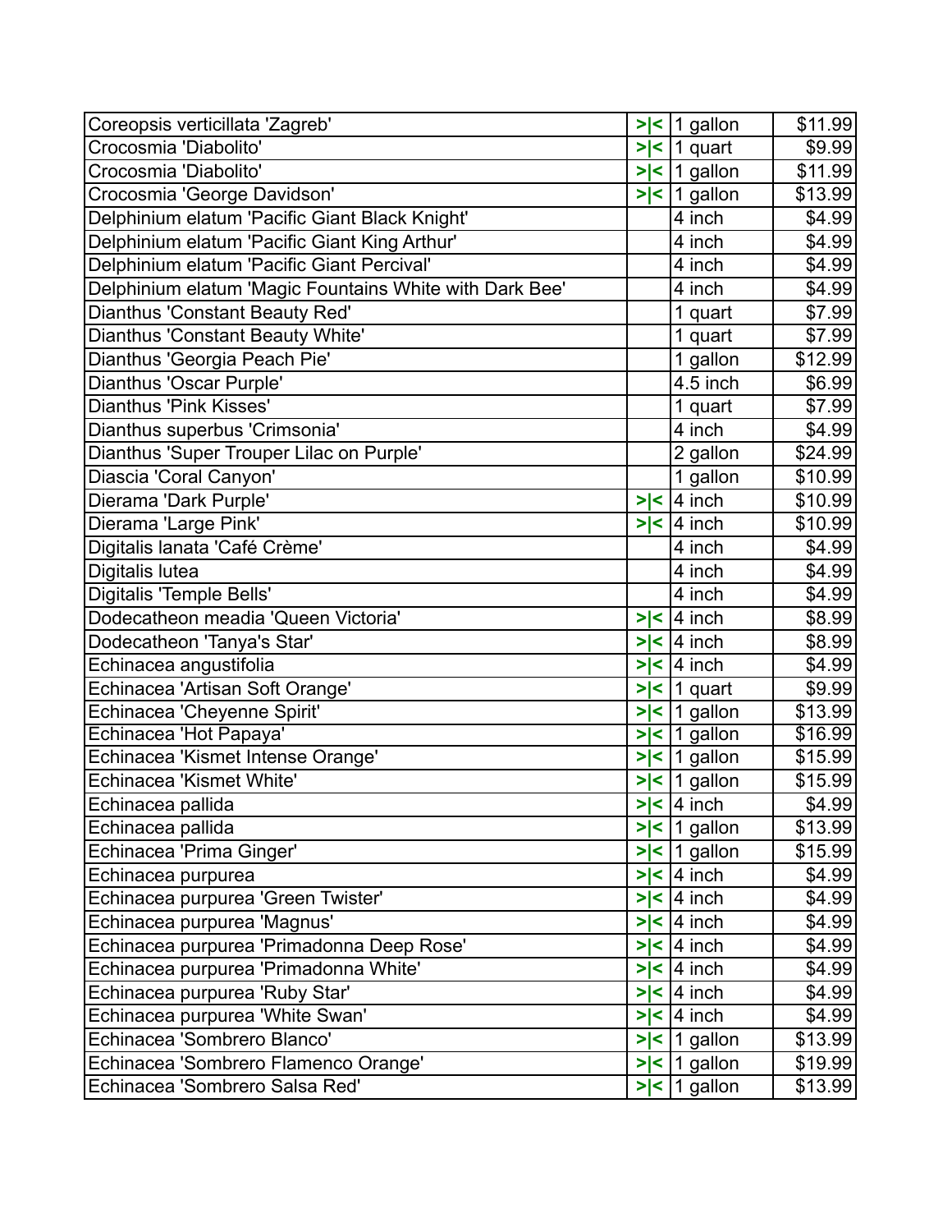| | | | |
|---|---|---|---|
| Coreopsis verticillata 'Zagreb' | >\|< | 1 gallon | $11.99 |
| Crocosmia 'Diabolito' | >\|< | 1 quart | $9.99 |
| Crocosmia 'Diabolito' | >\|< | 1 gallon | $11.99 |
| Crocosmia 'George Davidson' | >\|< | 1 gallon | $13.99 |
| Delphinium elatum 'Pacific Giant Black Knight' | | 4 inch | $4.99 |
| Delphinium elatum 'Pacific Giant King Arthur' | | 4 inch | $4.99 |
| Delphinium elatum 'Pacific Giant Percival' | | 4 inch | $4.99 |
| Delphinium elatum 'Magic Fountains White with Dark Bee' | | 4 inch | $4.99 |
| Dianthus 'Constant Beauty Red' | | 1 quart | $7.99 |
| Dianthus 'Constant Beauty White' | | 1 quart | $7.99 |
| Dianthus 'Georgia Peach Pie' | | 1 gallon | $12.99 |
| Dianthus 'Oscar Purple' | | 4.5 inch | $6.99 |
| Dianthus 'Pink Kisses' | | 1 quart | $7.99 |
| Dianthus superbus 'Crimsonia' | | 4 inch | $4.99 |
| Dianthus 'Super Trouper Lilac on Purple' | | 2 gallon | $24.99 |
| Diascia 'Coral Canyon' | | 1 gallon | $10.99 |
| Dierama 'Dark Purple' | >\|< | 4 inch | $10.99 |
| Dierama 'Large Pink' | >\|< | 4 inch | $10.99 |
| Digitalis lanata 'Café Crème' | | 4 inch | $4.99 |
| Digitalis lutea | | 4 inch | $4.99 |
| Digitalis 'Temple Bells' | | 4 inch | $4.99 |
| Dodecatheon meadia 'Queen Victoria' | >\|< | 4 inch | $8.99 |
| Dodecatheon 'Tanya's Star' | >\|< | 4 inch | $8.99 |
| Echinacea angustifolia | >\|< | 4 inch | $4.99 |
| Echinacea 'Artisan Soft Orange' | >\|< | 1 quart | $9.99 |
| Echinacea 'Cheyenne Spirit' | >\|< | 1 gallon | $13.99 |
| Echinacea 'Hot Papaya' | >\|< | 1 gallon | $16.99 |
| Echinacea 'Kismet Intense Orange' | >\|< | 1 gallon | $15.99 |
| Echinacea 'Kismet White' | >\|< | 1 gallon | $15.99 |
| Echinacea pallida | >\|< | 4 inch | $4.99 |
| Echinacea pallida | >\|< | 1 gallon | $13.99 |
| Echinacea 'Prima Ginger' | >\|< | 1 gallon | $15.99 |
| Echinacea purpurea | >\|< | 4 inch | $4.99 |
| Echinacea purpurea 'Green Twister' | >\|< | 4 inch | $4.99 |
| Echinacea purpurea 'Magnus' | >\|< | 4 inch | $4.99 |
| Echinacea purpurea 'Primadonna Deep Rose' | >\|< | 4 inch | $4.99 |
| Echinacea purpurea 'Primadonna White' | >\|< | 4 inch | $4.99 |
| Echinacea purpurea 'Ruby Star' | >\|< | 4 inch | $4.99 |
| Echinacea purpurea 'White Swan' | >\|< | 4 inch | $4.99 |
| Echinacea 'Sombrero Blanco' | >\|< | 1 gallon | $13.99 |
| Echinacea 'Sombrero Flamenco Orange' | >\|< | 1 gallon | $19.99 |
| Echinacea 'Sombrero Salsa Red' | >\|< | 1 gallon | $13.99 |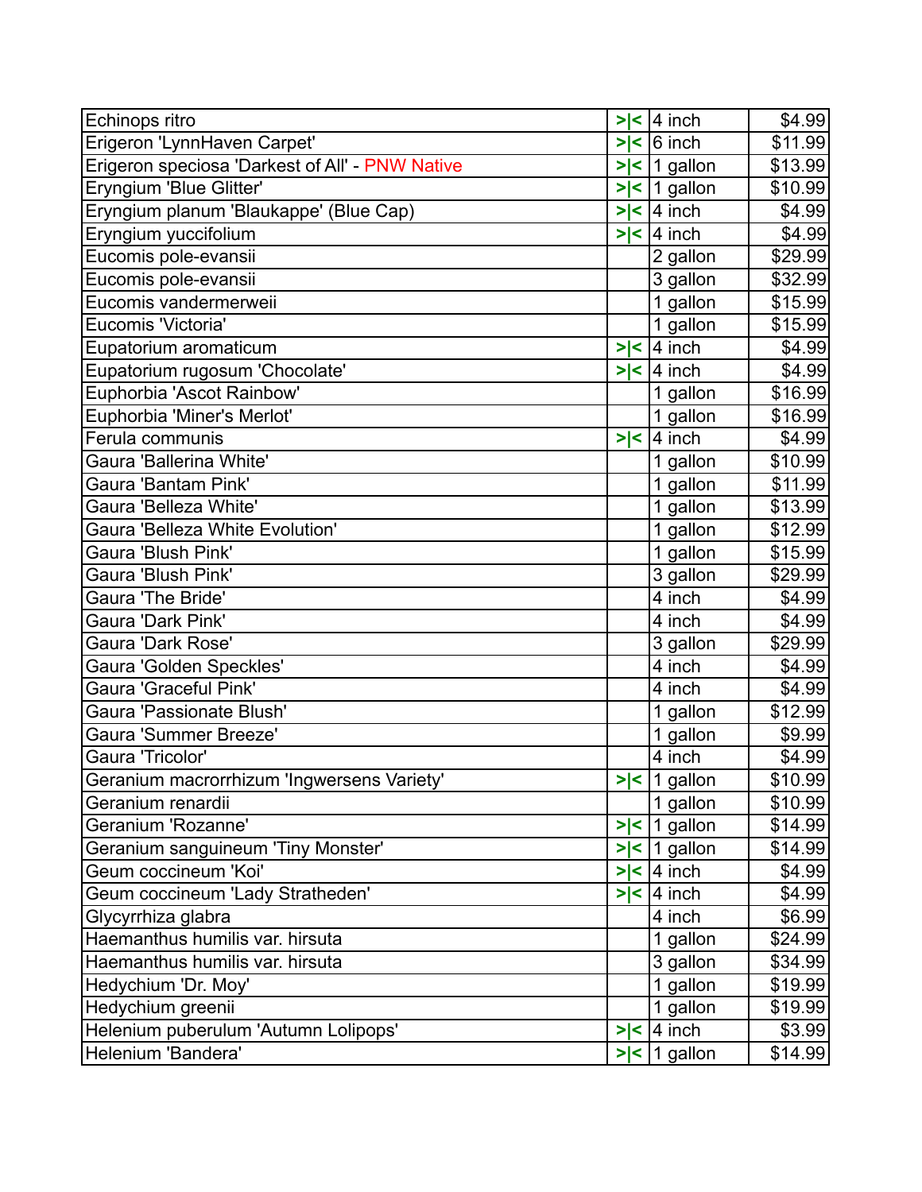| Echinops ritro | >\|< | 4 inch | $4.99 |
|---|---|---|---|
| Erigeron 'LynnHaven Carpet' | >\|< | 6 inch | $11.99 |
| Erigeron speciosa 'Darkest of All' - PNW Native | >\|< | 1 gallon | $13.99 |
| Eryngium 'Blue Glitter' | >\|< | 1 gallon | $10.99 |
| Eryngium planum 'Blaukappe' (Blue Cap) | >\|< | 4 inch | $4.99 |
| Eryngium yuccifolium | >\|< | 4 inch | $4.99 |
| Eucomis pole-evansii | | 2 gallon | $29.99 |
| Eucomis pole-evansii | | 3 gallon | $32.99 |
| Eucomis vandermerweii | | 1 gallon | $15.99 |
| Eucomis 'Victoria' | | 1 gallon | $15.99 |
| Eupatorium aromaticum | >\|< | 4 inch | $4.99 |
| Eupatorium rugosum 'Chocolate' | >\|< | 4 inch | $4.99 |
| Euphorbia 'Ascot Rainbow' | | 1 gallon | $16.99 |
| Euphorbia 'Miner's Merlot' | | 1 gallon | $16.99 |
| Ferula communis | >\|< | 4 inch | $4.99 |
| Gaura 'Ballerina White' | | 1 gallon | $10.99 |
| Gaura 'Bantam Pink' | | 1 gallon | $11.99 |
| Gaura 'Belleza White' | | 1 gallon | $13.99 |
| Gaura 'Belleza White Evolution' | | 1 gallon | $12.99 |
| Gaura 'Blush Pink' | | 1 gallon | $15.99 |
| Gaura 'Blush Pink' | | 3 gallon | $29.99 |
| Gaura 'The Bride' | | 4 inch | $4.99 |
| Gaura 'Dark Pink' | | 4 inch | $4.99 |
| Gaura 'Dark Rose' | | 3 gallon | $29.99 |
| Gaura 'Golden Speckles' | | 4 inch | $4.99 |
| Gaura 'Graceful Pink' | | 4 inch | $4.99 |
| Gaura 'Passionate Blush' | | 1 gallon | $12.99 |
| Gaura 'Summer Breeze' | | 1 gallon | $9.99 |
| Gaura 'Tricolor' | | 4 inch | $4.99 |
| Geranium macrorrhizum 'Ingwersens Variety' | >\|< | 1 gallon | $10.99 |
| Geranium renardii | | 1 gallon | $10.99 |
| Geranium 'Rozanne' | >\|< | 1 gallon | $14.99 |
| Geranium sanguineum 'Tiny Monster' | >\|< | 1 gallon | $14.99 |
| Geum coccineum 'Koi' | >\|< | 4 inch | $4.99 |
| Geum coccineum 'Lady Stratheden' | >\|< | 4 inch | $4.99 |
| Glycyrrhiza glabra | | 4 inch | $6.99 |
| Haemanthus humilis var. hirsuta | | 1 gallon | $24.99 |
| Haemanthus humilis var. hirsuta | | 3 gallon | $34.99 |
| Hedychium 'Dr. Moy' | | 1 gallon | $19.99 |
| Hedychium greenii | | 1 gallon | $19.99 |
| Helenium puberulum 'Autumn Lolipops' | >\|< | 4 inch | $3.99 |
| Helenium 'Bandera' | >\|< | 1 gallon | $14.99 |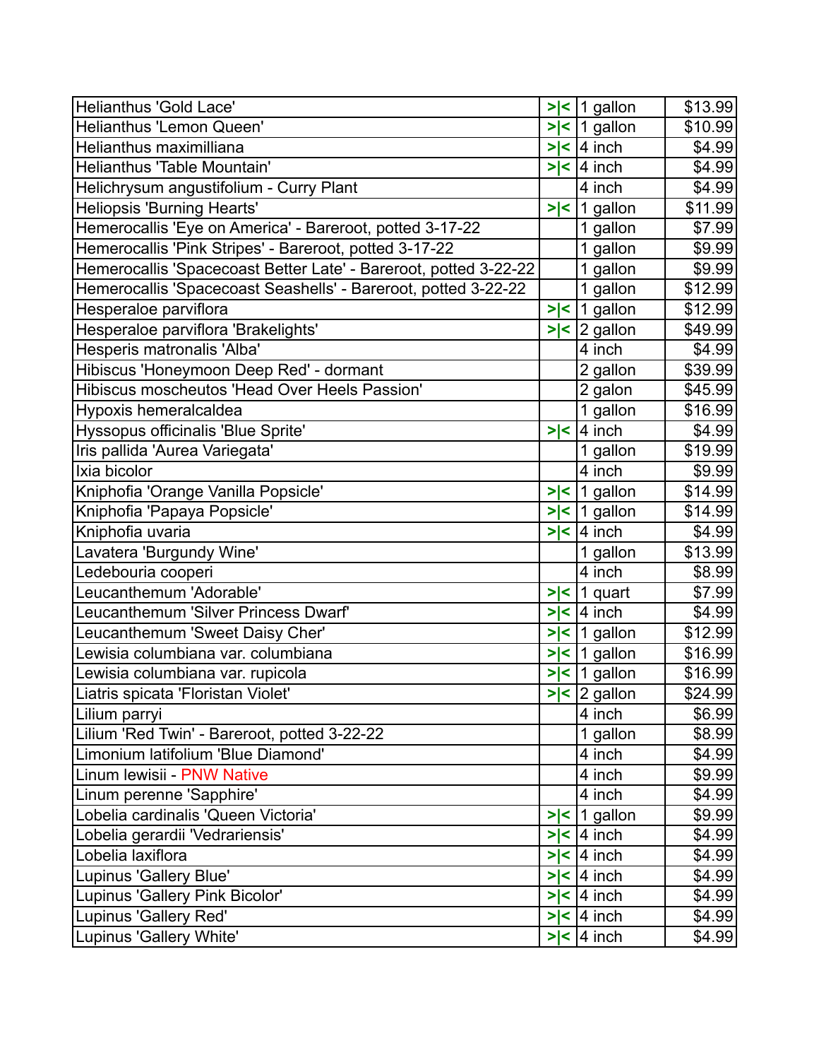| | | | |
|---|---|---|---|
| Helianthus 'Gold Lace' | >\|< | 1 gallon | $13.99 |
| Helianthus 'Lemon Queen' | >\|< | 1 gallon | $10.99 |
| Helianthus maximilliana | >\|< | 4 inch | $4.99 |
| Helianthus 'Table Mountain' | >\|< | 4 inch | $4.99 |
| Helichrysum angustifolium - Curry Plant | | 4 inch | $4.99 |
| Heliopsis 'Burning Hearts' | >\|< | 1 gallon | $11.99 |
| Hemerocallis 'Eye on America' - Bareroot, potted 3-17-22 | | 1 gallon | $7.99 |
| Hemerocallis 'Pink Stripes' - Bareroot, potted 3-17-22 | | 1 gallon | $9.99 |
| Hemerocallis 'Spacecoast Better Late' - Bareroot, potted 3-22-22 | | 1 gallon | $9.99 |
| Hemerocallis 'Spacecoast Seashells' - Bareroot, potted 3-22-22 | | 1 gallon | $12.99 |
| Hesperaloe parviflora | >\|< | 1 gallon | $12.99 |
| Hesperaloe parviflora 'Brakelights' | >\|< | 2 gallon | $49.99 |
| Hesperis matronalis 'Alba' | | 4 inch | $4.99 |
| Hibiscus 'Honeymoon Deep Red' - dormant | | 2 gallon | $39.99 |
| Hibiscus moscheutos 'Head Over Heels Passion' | | 2 galon | $45.99 |
| Hypoxis hemeralcaldea | | 1 gallon | $16.99 |
| Hyssopus officinalis 'Blue Sprite' | >\|< | 4 inch | $4.99 |
| Iris pallida 'Aurea Variegata' | | 1 gallon | $19.99 |
| Ixia bicolor | | 4 inch | $9.99 |
| Kniphofia 'Orange Vanilla Popsicle' | >\|< | 1 gallon | $14.99 |
| Kniphofia 'Papaya Popsicle' | >\|< | 1 gallon | $14.99 |
| Kniphofia uvaria | >\|< | 4 inch | $4.99 |
| Lavatera 'Burgundy Wine' | | 1 gallon | $13.99 |
| Ledebouria cooperi | | 4 inch | $8.99 |
| Leucanthemum 'Adorable' | >\|< | 1 quart | $7.99 |
| Leucanthemum 'Silver Princess Dwarf' | >\|< | 4 inch | $4.99 |
| Leucanthemum 'Sweet Daisy Cher' | >\|< | 1 gallon | $12.99 |
| Lewisia columbiana var. columbiana | >\|< | 1 gallon | $16.99 |
| Lewisia columbiana var. rupicola | >\|< | 1 gallon | $16.99 |
| Liatris spicata 'Floristan Violet' | >\|< | 2 gallon | $24.99 |
| Lilium parryi | | 4 inch | $6.99 |
| Lilium 'Red Twin' - Bareroot, potted 3-22-22 | | 1 gallon | $8.99 |
| Limonium latifolium 'Blue Diamond' | | 4 inch | $4.99 |
| Linum lewisii - PNW Native | | 4 inch | $9.99 |
| Linum perenne 'Sapphire' | | 4 inch | $4.99 |
| Lobelia cardinalis 'Queen Victoria' | >\|< | 1 gallon | $9.99 |
| Lobelia gerardii 'Vedrariensis' | >\|< | 4 inch | $4.99 |
| Lobelia laxiflora | >\|< | 4 inch | $4.99 |
| Lupinus 'Gallery Blue' | >\|< | 4 inch | $4.99 |
| Lupinus 'Gallery Pink Bicolor' | >\|< | 4 inch | $4.99 |
| Lupinus 'Gallery Red' | >\|< | 4 inch | $4.99 |
| Lupinus 'Gallery White' | >\|< | 4 inch | $4.99 |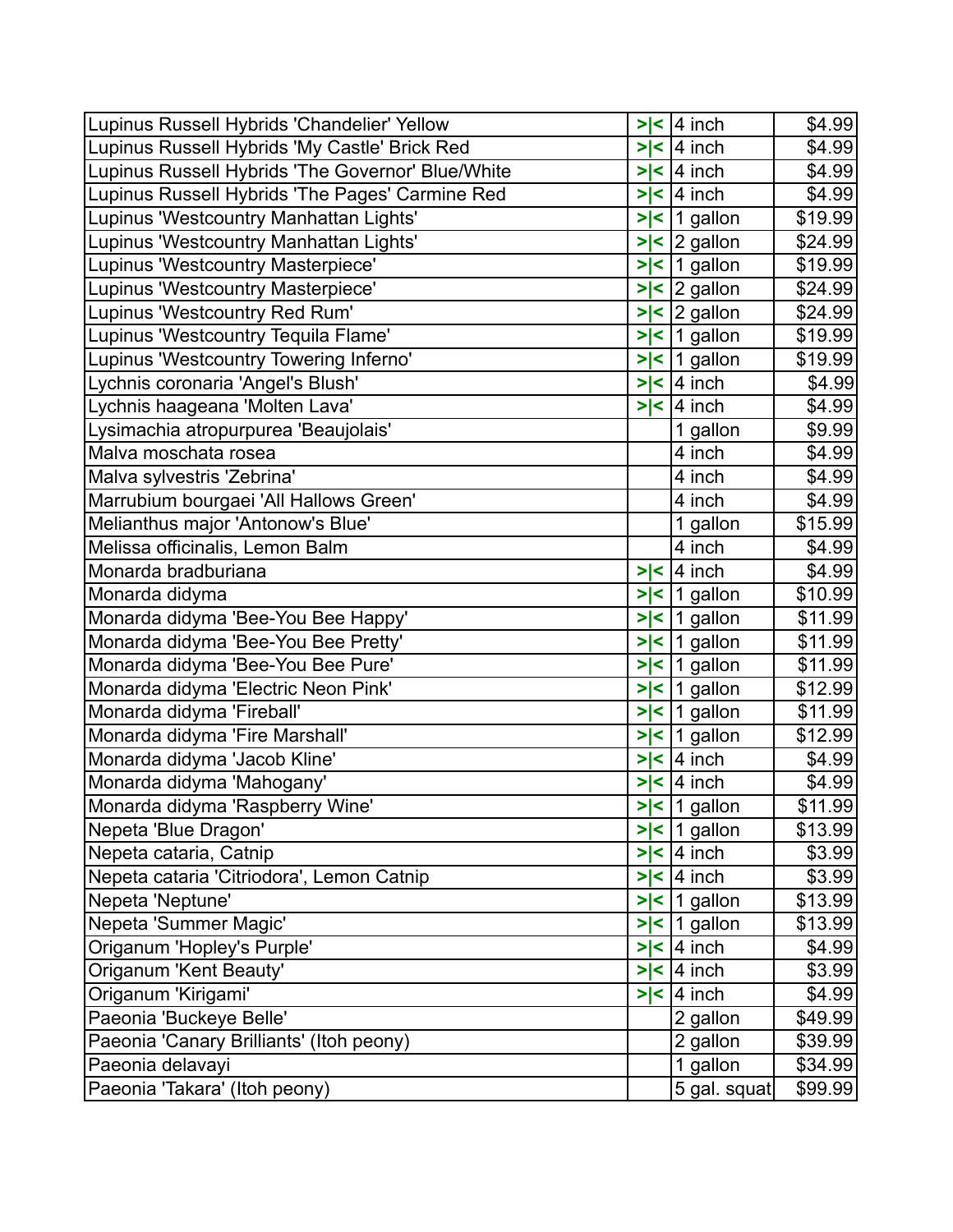| | | | |
|---|---|---|---|
| Lupinus Russell Hybrids 'Chandelier' Yellow | >\|< | 4 inch | $4.99 |
| Lupinus Russell Hybrids 'My Castle' Brick Red | >\|< | 4 inch | $4.99 |
| Lupinus Russell Hybrids 'The Governor' Blue/White | >\|< | 4 inch | $4.99 |
| Lupinus Russell Hybrids 'The Pages' Carmine Red | >\|< | 4 inch | $4.99 |
| Lupinus 'Westcountry Manhattan Lights' | >\|< | 1 gallon | $19.99 |
| Lupinus 'Westcountry Manhattan Lights' | >\|< | 2 gallon | $24.99 |
| Lupinus 'Westcountry Masterpiece' | >\|< | 1 gallon | $19.99 |
| Lupinus 'Westcountry Masterpiece' | >\|< | 2 gallon | $24.99 |
| Lupinus 'Westcountry Red Rum' | >\|< | 2 gallon | $24.99 |
| Lupinus 'Westcountry Tequila Flame' | >\|< | 1 gallon | $19.99 |
| Lupinus 'Westcountry Towering Inferno' | >\|< | 1 gallon | $19.99 |
| Lychnis coronaria 'Angel's Blush' | >\|< | 4 inch | $4.99 |
| Lychnis haageana 'Molten Lava' | >\|< | 4 inch | $4.99 |
| Lysimachia atropurpurea 'Beaujolais' | | 1 gallon | $9.99 |
| Malva moschata rosea | | 4 inch | $4.99 |
| Malva sylvestris 'Zebrina' | | 4 inch | $4.99 |
| Marrubium bourgaei 'All Hallows Green' | | 4 inch | $4.99 |
| Melianthus major 'Antonow's Blue' | | 1 gallon | $15.99 |
| Melissa officinalis, Lemon Balm | | 4 inch | $4.99 |
| Monarda bradburiana | >\|< | 4 inch | $4.99 |
| Monarda didyma | >\|< | 1 gallon | $10.99 |
| Monarda didyma 'Bee-You Bee Happy' | >\|< | 1 gallon | $11.99 |
| Monarda didyma 'Bee-You Bee Pretty' | >\|< | 1 gallon | $11.99 |
| Monarda didyma 'Bee-You Bee Pure' | >\|< | 1 gallon | $11.99 |
| Monarda didyma 'Electric Neon Pink' | >\|< | 1 gallon | $12.99 |
| Monarda didyma 'Fireball' | >\|< | 1 gallon | $11.99 |
| Monarda didyma 'Fire Marshall' | >\|< | 1 gallon | $12.99 |
| Monarda didyma 'Jacob Kline' | >\|< | 4 inch | $4.99 |
| Monarda didyma 'Mahogany' | >\|< | 4 inch | $4.99 |
| Monarda didyma 'Raspberry Wine' | >\|< | 1 gallon | $11.99 |
| Nepeta 'Blue Dragon' | >\|< | 1 gallon | $13.99 |
| Nepeta cataria, Catnip | >\|< | 4 inch | $3.99 |
| Nepeta cataria 'Citriodora', Lemon Catnip | >\|< | 4 inch | $3.99 |
| Nepeta 'Neptune' | >\|< | 1 gallon | $13.99 |
| Nepeta 'Summer Magic' | >\|< | 1 gallon | $13.99 |
| Origanum 'Hopley's Purple' | >\|< | 4 inch | $4.99 |
| Origanum 'Kent Beauty' | >\|< | 4 inch | $3.99 |
| Origanum 'Kirigami' | >\|< | 4 inch | $4.99 |
| Paeonia 'Buckeye Belle' | | 2 gallon | $49.99 |
| Paeonia 'Canary Brilliants' (Itoh peony) | | 2 gallon | $39.99 |
| Paeonia delavayi | | 1 gallon | $34.99 |
| Paeonia 'Takara' (Itoh peony) | | 5 gal. squat | $99.99 |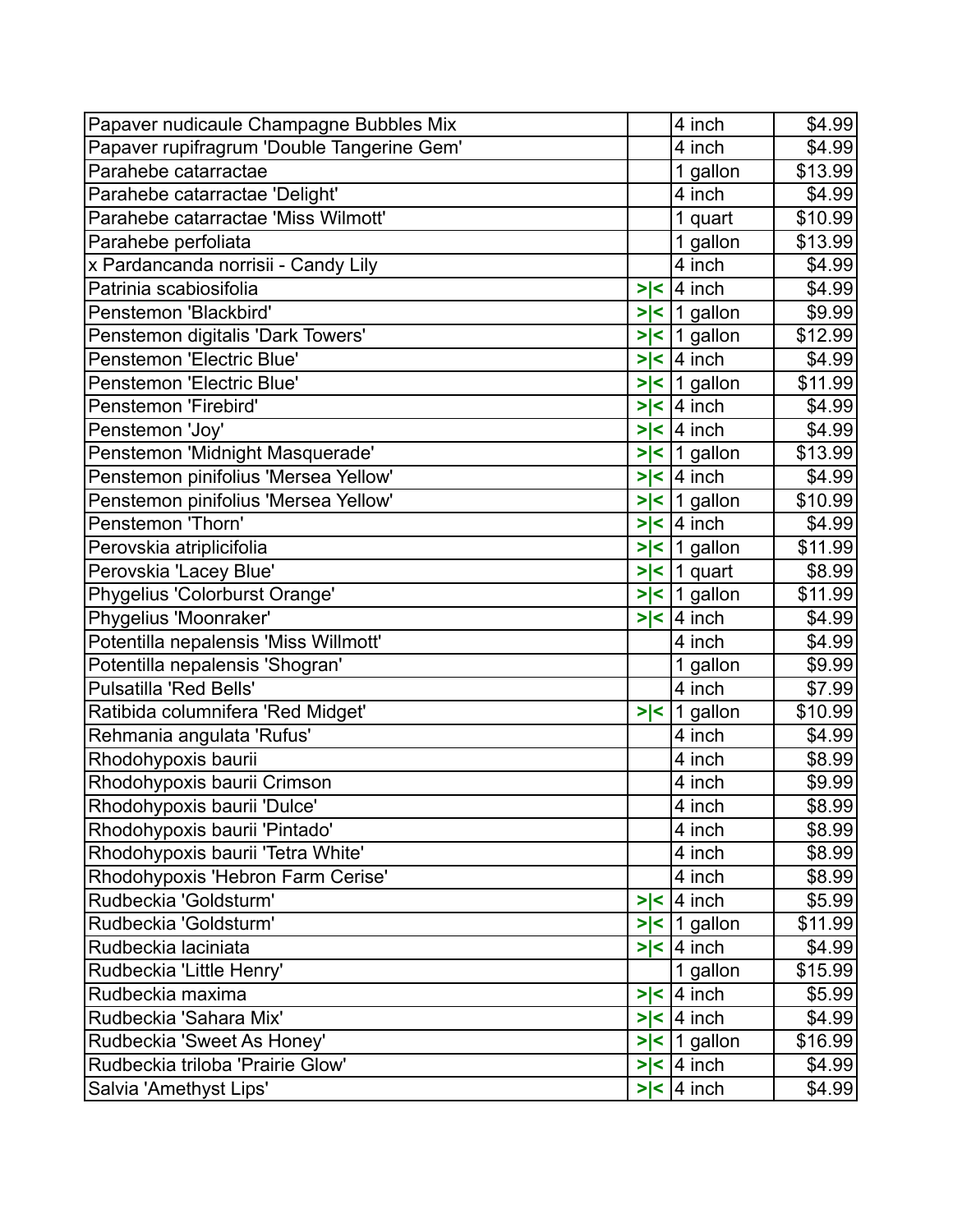| Papaver nudicaule Champagne Bubbles Mix | | 4 inch | $4.99 |
|---|---|---|---|
| Papaver rupifragrum 'Double Tangerine Gem' | | 4 inch | $4.99 |
| Parahebe catarractae | | 1 gallon | $13.99 |
| Parahebe catarractae 'Delight' | | 4 inch | $4.99 |
| Parahebe catarractae 'Miss Wilmott' | | 1 quart | $10.99 |
| Parahebe perfoliata | | 1 gallon | $13.99 |
| x Pardancanda norrisii - Candy Lily | | 4 inch | $4.99 |
| Patrinia scabiosifolia | >\|< | 4 inch | $4.99 |
| Penstemon 'Blackbird' | >\|< | 1 gallon | $9.99 |
| Penstemon digitalis 'Dark Towers' | >\|< | 1 gallon | $12.99 |
| Penstemon 'Electric Blue' | >\|< | 4 inch | $4.99 |
| Penstemon 'Electric Blue' | >\|< | 1 gallon | $11.99 |
| Penstemon 'Firebird' | >\|< | 4 inch | $4.99 |
| Penstemon 'Joy' | >\|< | 4 inch | $4.99 |
| Penstemon 'Midnight Masquerade' | >\|< | 1 gallon | $13.99 |
| Penstemon pinifolius 'Mersea Yellow' | >\|< | 4 inch | $4.99 |
| Penstemon pinifolius 'Mersea Yellow' | >\|< | 1 gallon | $10.99 |
| Penstemon 'Thorn' | >\|< | 4 inch | $4.99 |
| Perovskia atriplicifolia | >\|< | 1 gallon | $11.99 |
| Perovskia 'Lacey Blue' | >\|< | 1 quart | $8.99 |
| Phygelius 'Colorburst Orange' | >\|< | 1 gallon | $11.99 |
| Phygelius 'Moonraker' | >\|< | 4 inch | $4.99 |
| Potentilla nepalensis 'Miss Willmott' | | 4 inch | $4.99 |
| Potentilla nepalensis 'Shogran' | | 1 gallon | $9.99 |
| Pulsatilla 'Red Bells' | | 4 inch | $7.99 |
| Ratibida columnifera 'Red Midget' | >\|< | 1 gallon | $10.99 |
| Rehmania angulata 'Rufus' | | 4 inch | $4.99 |
| Rhodohypoxis baurii | | 4 inch | $8.99 |
| Rhodohypoxis baurii Crimson | | 4 inch | $9.99 |
| Rhodohypoxis baurii 'Dulce' | | 4 inch | $8.99 |
| Rhodohypoxis baurii 'Pintado' | | 4 inch | $8.99 |
| Rhodohypoxis baurii 'Tetra White' | | 4 inch | $8.99 |
| Rhodohypoxis 'Hebron Farm Cerise' | | 4 inch | $8.99 |
| Rudbeckia 'Goldsturm' | >\|< | 4 inch | $5.99 |
| Rudbeckia 'Goldsturm' | >\|< | 1 gallon | $11.99 |
| Rudbeckia laciniata | >\|< | 4 inch | $4.99 |
| Rudbeckia 'Little Henry' | | 1 gallon | $15.99 |
| Rudbeckia maxima | >\|< | 4 inch | $5.99 |
| Rudbeckia 'Sahara Mix' | >\|< | 4 inch | $4.99 |
| Rudbeckia 'Sweet As Honey' | >\|< | 1 gallon | $16.99 |
| Rudbeckia triloba 'Prairie Glow' | >\|< | 4 inch | $4.99 |
| Salvia 'Amethyst Lips' | >\|< | 4 inch | $4.99 |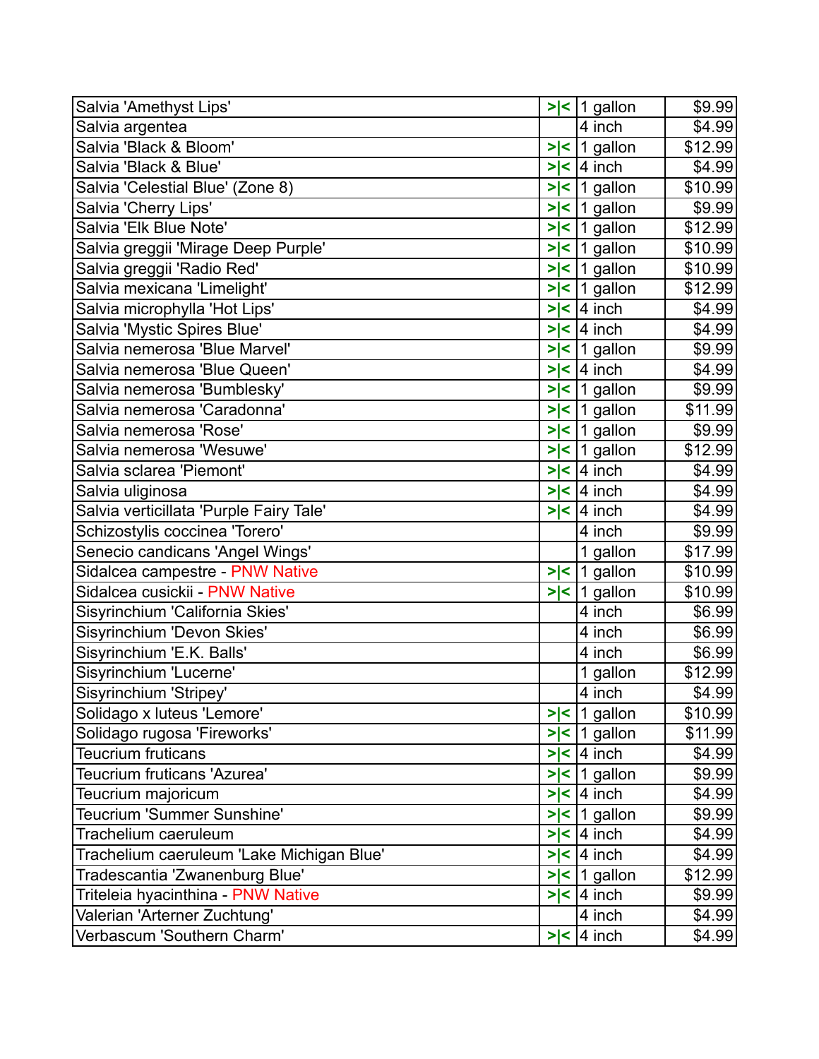| | | | |
|---|---|---|---|
| Salvia 'Amethyst Lips' | >\|< | 1 gallon | $9.99 |
| Salvia argentea | | 4 inch | $4.99 |
| Salvia 'Black & Bloom' | >\|< | 1 gallon | $12.99 |
| Salvia 'Black & Blue' | >\|< | 4 inch | $4.99 |
| Salvia 'Celestial Blue' (Zone 8) | >\|< | 1 gallon | $10.99 |
| Salvia 'Cherry Lips' | >\|< | 1 gallon | $9.99 |
| Salvia 'Elk Blue Note' | >\|< | 1 gallon | $12.99 |
| Salvia greggii 'Mirage Deep Purple' | >\|< | 1 gallon | $10.99 |
| Salvia greggii 'Radio Red' | >\|< | 1 gallon | $10.99 |
| Salvia mexicana 'Limelight' | >\|< | 1 gallon | $12.99 |
| Salvia microphylla 'Hot Lips' | >\|< | 4 inch | $4.99 |
| Salvia 'Mystic Spires Blue' | >\|< | 4 inch | $4.99 |
| Salvia nemerosa 'Blue Marvel' | >\|< | 1 gallon | $9.99 |
| Salvia nemerosa 'Blue Queen' | >\|< | 4 inch | $4.99 |
| Salvia nemerosa 'Bumblesky' | >\|< | 1 gallon | $9.99 |
| Salvia nemerosa 'Caradonna' | >\|< | 1 gallon | $11.99 |
| Salvia nemerosa 'Rose' | >\|< | 1 gallon | $9.99 |
| Salvia nemerosa 'Wesuwe' | >\|< | 1 gallon | $12.99 |
| Salvia sclarea 'Piemont' | >\|< | 4 inch | $4.99 |
| Salvia uliginosa | >\|< | 4 inch | $4.99 |
| Salvia verticillata 'Purple Fairy Tale' | >\|< | 4 inch | $4.99 |
| Schizostylis coccinea 'Torero' | | 4 inch | $9.99 |
| Senecio candicans 'Angel Wings' | | 1 gallon | $17.99 |
| Sidalcea campestre - PNW Native | >\|< | 1 gallon | $10.99 |
| Sidalcea cusickii - PNW Native | >\|< | 1 gallon | $10.99 |
| Sisyrinchium 'California Skies' | | 4 inch | $6.99 |
| Sisyrinchium 'Devon Skies' | | 4 inch | $6.99 |
| Sisyrinchium 'E.K. Balls' | | 4 inch | $6.99 |
| Sisyrinchium 'Lucerne' | | 1 gallon | $12.99 |
| Sisyrinchium 'Stripey' | | 4 inch | $4.99 |
| Solidago x luteus 'Lemore' | >\|< | 1 gallon | $10.99 |
| Solidago rugosa 'Fireworks' | >\|< | 1 gallon | $11.99 |
| Teucrium fruticans | >\|< | 4 inch | $4.99 |
| Teucrium fruticans 'Azurea' | >\|< | 1 gallon | $9.99 |
| Teucrium majoricum | >\|< | 4 inch | $4.99 |
| Teucrium 'Summer Sunshine' | >\|< | 1 gallon | $9.99 |
| Trachelium caeruleum | >\|< | 4 inch | $4.99 |
| Trachelium caeruleum 'Lake Michigan Blue' | >\|< | 4 inch | $4.99 |
| Tradescantia 'Zwanenburg Blue' | >\|< | 1 gallon | $12.99 |
| Triteleia hyacinthina - PNW Native | >\|< | 4 inch | $9.99 |
| Valerian 'Arterner Zuchtung' | | 4 inch | $4.99 |
| Verbascum 'Southern Charm' | >\|< | 4 inch | $4.99 |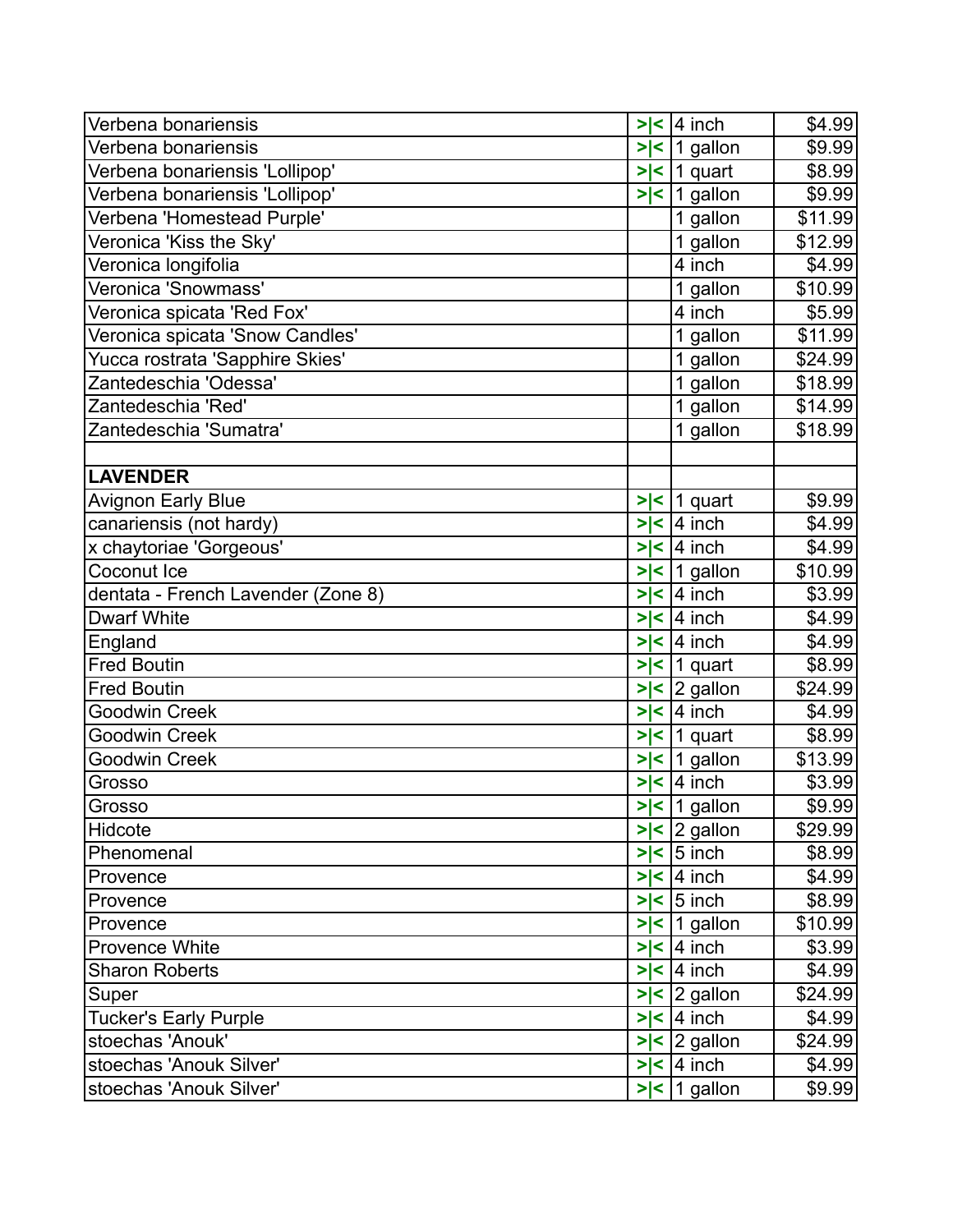| | | | |
|---|---|---|---|
| Verbena bonariensis | >\|< | 4 inch | $4.99 |
| Verbena bonariensis | >\|< | 1 gallon | $9.99 |
| Verbena bonariensis 'Lollipop' | >\|< | 1 quart | $8.99 |
| Verbena bonariensis 'Lollipop' | >\|< | 1 gallon | $9.99 |
| Verbena 'Homestead Purple' | | 1 gallon | $11.99 |
| Veronica 'Kiss the Sky' | | 1 gallon | $12.99 |
| Veronica longifolia | | 4 inch | $4.99 |
| Veronica 'Snowmass' | | 1 gallon | $10.99 |
| Veronica spicata 'Red Fox' | | 4 inch | $5.99 |
| Veronica spicata 'Snow Candles' | | 1 gallon | $11.99 |
| Yucca rostrata 'Sapphire Skies' | | 1 gallon | $24.99 |
| Zantedeschia 'Odessa' | | 1 gallon | $18.99 |
| Zantedeschia 'Red' | | 1 gallon | $14.99 |
| Zantedeschia 'Sumatra' | | 1 gallon | $18.99 |
| | | | |
| **LAVENDER** | | | |
| Avignon Early Blue | >\|< | 1 quart | $9.99 |
| canariensis (not hardy) | >\|< | 4 inch | $4.99 |
| x chaytoriae 'Gorgeous' | >\|< | 4 inch | $4.99 |
| Coconut Ice | >\|< | 1 gallon | $10.99 |
| dentata - French Lavender (Zone 8) | >\|< | 4 inch | $3.99 |
| Dwarf White | >\|< | 4 inch | $4.99 |
| England | >\|< | 4 inch | $4.99 |
| Fred Boutin | >\|< | 1 quart | $8.99 |
| Fred Boutin | >\|< | 2 gallon | $24.99 |
| Goodwin Creek | >\|< | 4 inch | $4.99 |
| Goodwin Creek | >\|< | 1 quart | $8.99 |
| Goodwin Creek | >\|< | 1 gallon | $13.99 |
| Grosso | >\|< | 4 inch | $3.99 |
| Grosso | >\|< | 1 gallon | $9.99 |
| Hidcote | >\|< | 2 gallon | $29.99 |
| Phenomenal | >\|< | 5 inch | $8.99 |
| Provence | >\|< | 4 inch | $4.99 |
| Provence | >\|< | 5 inch | $8.99 |
| Provence | >\|< | 1 gallon | $10.99 |
| Provence White | >\|< | 4 inch | $3.99 |
| Sharon Roberts | >\|< | 4 inch | $4.99 |
| Super | >\|< | 2 gallon | $24.99 |
| Tucker's Early Purple | >\|< | 4 inch | $4.99 |
| stoechas 'Anouk' | >\|< | 2 gallon | $24.99 |
| stoechas 'Anouk Silver' | >\|< | 4 inch | $4.99 |
| stoechas 'Anouk Silver' | >\|< | 1 gallon | $9.99 |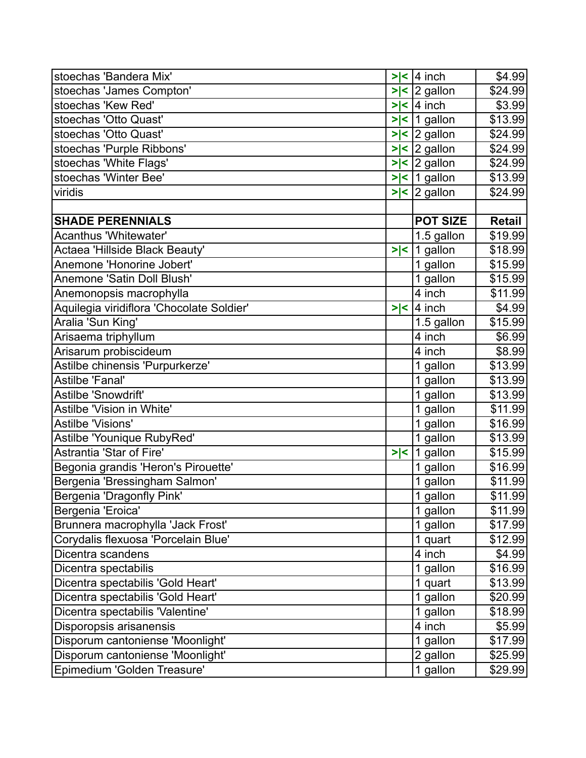| | | | |
|---|---|---|---|
| stoechas 'Bandera Mix' | >\|< | 4 inch | $4.99 |
| stoechas 'James Compton' | >\|< | 2 gallon | $24.99 |
| stoechas 'Kew Red' | >\|< | 4 inch | $3.99 |
| stoechas 'Otto Quast' | >\|< | 1 gallon | $13.99 |
| stoechas 'Otto Quast' | >\|< | 2 gallon | $24.99 |
| stoechas 'Purple Ribbons' | >\|< | 2 gallon | $24.99 |
| stoechas 'White Flags' | >\|< | 2 gallon | $24.99 |
| stoechas 'Winter Bee' | >\|< | 1 gallon | $13.99 |
| viridis | >\|< | 2 gallon | $24.99 |
| | | | |
| **SHADE PERENNIALS** | | **POT SIZE** | **Retail** |
| Acanthus 'Whitewater' | | 1.5 gallon | $19.99 |
| Actaea 'Hillside Black Beauty' | >\|< | 1 gallon | $18.99 |
| Anemone 'Honorine Jobert' | | 1 gallon | $15.99 |
| Anemone 'Satin Doll Blush' | | 1 gallon | $15.99 |
| Anemonopsis macrophylla | | 4 inch | $11.99 |
| Aquilegia viridiflora 'Chocolate Soldier' | >\|< | 4 inch | $4.99 |
| Aralia 'Sun King' | | 1.5 gallon | $15.99 |
| Arisaema triphyllum | | 4 inch | $6.99 |
| Arisarum probiscideum | | 4 inch | $8.99 |
| Astilbe chinensis 'Purpurkerze' | | 1 gallon | $13.99 |
| Astilbe 'Fanal' | | 1 gallon | $13.99 |
| Astilbe 'Snowdrift' | | 1 gallon | $13.99 |
| Astilbe 'Vision in White' | | 1 gallon | $11.99 |
| Astilbe 'Visions' | | 1 gallon | $16.99 |
| Astilbe 'Younique RubyRed' | | 1 gallon | $13.99 |
| Astrantia 'Star of Fire' | >\|< | 1 gallon | $15.99 |
| Begonia grandis 'Heron's Pirouette' | | 1 gallon | $16.99 |
| Bergenia 'Bressingham Salmon' | | 1 gallon | $11.99 |
| Bergenia 'Dragonfly Pink' | | 1 gallon | $11.99 |
| Bergenia 'Eroica' | | 1 gallon | $11.99 |
| Brunnera macrophylla 'Jack Frost' | | 1 gallon | $17.99 |
| Corydalis flexuosa 'Porcelain Blue' | | 1 quart | $12.99 |
| Dicentra scandens | | 4 inch | $4.99 |
| Dicentra spectabilis | | 1 gallon | $16.99 |
| Dicentra spectabilis 'Gold Heart' | | 1 quart | $13.99 |
| Dicentra spectabilis 'Gold Heart' | | 1 gallon | $20.99 |
| Dicentra spectabilis 'Valentine' | | 1 gallon | $18.99 |
| Disporopsis arisanensis | | 4 inch | $5.99 |
| Disporum cantoniense 'Moonlight' | | 1 gallon | $17.99 |
| Disporum cantoniense 'Moonlight' | | 2 gallon | $25.99 |
| Epimedium 'Golden Treasure' | | 1 gallon | $29.99 |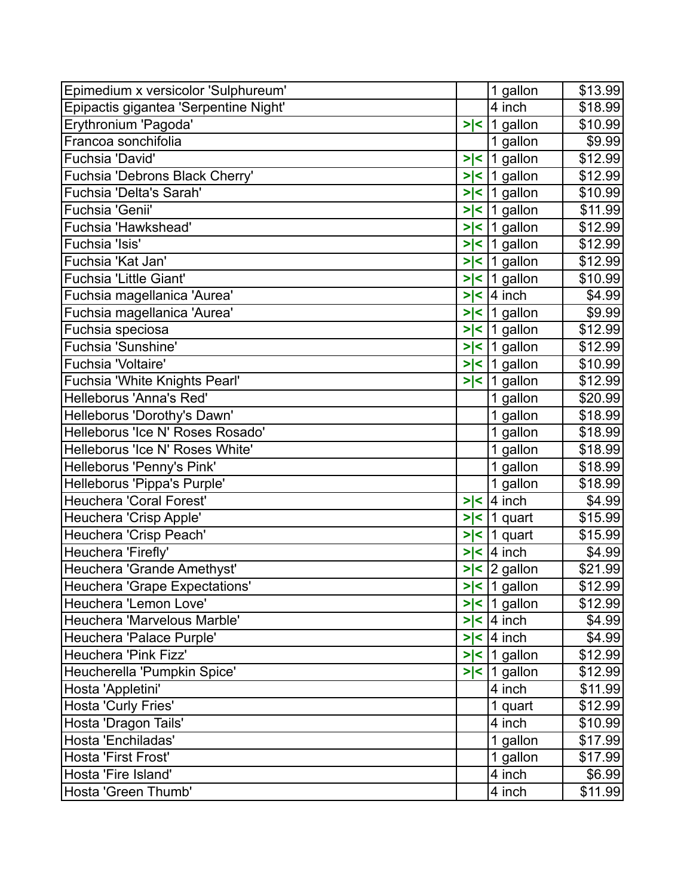| | | | |
|---|---|---|---|
| Epimedium x versicolor 'Sulphureum' | | 1 gallon | $13.99 |
| Epipactis gigantea 'Serpentine Night' | | 4 inch | $18.99 |
| Erythronium 'Pagoda' | >\|< | 1 gallon | $10.99 |
| Francoa sonchifolia | | 1 gallon | $9.99 |
| Fuchsia 'David' | >\|< | 1 gallon | $12.99 |
| Fuchsia 'Debrons Black Cherry' | >\|< | 1 gallon | $12.99 |
| Fuchsia 'Delta's Sarah' | >\|< | 1 gallon | $10.99 |
| Fuchsia 'Genii' | >\|< | 1 gallon | $11.99 |
| Fuchsia 'Hawkshead' | >\|< | 1 gallon | $12.99 |
| Fuchsia 'Isis' | >\|< | 1 gallon | $12.99 |
| Fuchsia 'Kat Jan' | >\|< | 1 gallon | $12.99 |
| Fuchsia 'Little Giant' | >\|< | 1 gallon | $10.99 |
| Fuchsia magellanica 'Aurea' | >\|< | 4 inch | $4.99 |
| Fuchsia magellanica 'Aurea' | >\|< | 1 gallon | $9.99 |
| Fuchsia speciosa | >\|< | 1 gallon | $12.99 |
| Fuchsia 'Sunshine' | >\|< | 1 gallon | $12.99 |
| Fuchsia 'Voltaire' | >\|< | 1 gallon | $10.99 |
| Fuchsia 'White Knights Pearl' | >\|< | 1 gallon | $12.99 |
| Helleborus 'Anna's Red' | | 1 gallon | $20.99 |
| Helleborus 'Dorothy's Dawn' | | 1 gallon | $18.99 |
| Helleborus 'Ice N' Roses Rosado' | | 1 gallon | $18.99 |
| Helleborus 'Ice N' Roses White' | | 1 gallon | $18.99 |
| Helleborus 'Penny's Pink' | | 1 gallon | $18.99 |
| Helleborus 'Pippa's Purple' | | 1 gallon | $18.99 |
| Heuchera 'Coral Forest' | >\|< | 4 inch | $4.99 |
| Heuchera 'Crisp Apple' | >\|< | 1 quart | $15.99 |
| Heuchera 'Crisp Peach' | >\|< | 1 quart | $15.99 |
| Heuchera 'Firefly' | >\|< | 4 inch | $4.99 |
| Heuchera 'Grande Amethyst' | >\|< | 2 gallon | $21.99 |
| Heuchera 'Grape Expectations' | >\|< | 1 gallon | $12.99 |
| Heuchera 'Lemon Love' | >\|< | 1 gallon | $12.99 |
| Heuchera 'Marvelous Marble' | >\|< | 4 inch | $4.99 |
| Heuchera 'Palace Purple' | >\|< | 4 inch | $4.99 |
| Heuchera 'Pink Fizz' | >\|< | 1 gallon | $12.99 |
| Heucherella 'Pumpkin Spice' | >\|< | 1 gallon | $12.99 |
| Hosta 'Appletini' | | 4 inch | $11.99 |
| Hosta 'Curly Fries' | | 1 quart | $12.99 |
| Hosta 'Dragon Tails' | | 4 inch | $10.99 |
| Hosta 'Enchiladas' | | 1 gallon | $17.99 |
| Hosta 'First Frost' | | 1 gallon | $17.99 |
| Hosta 'Fire Island' | | 4 inch | $6.99 |
| Hosta 'Green Thumb' | | 4 inch | $11.99 |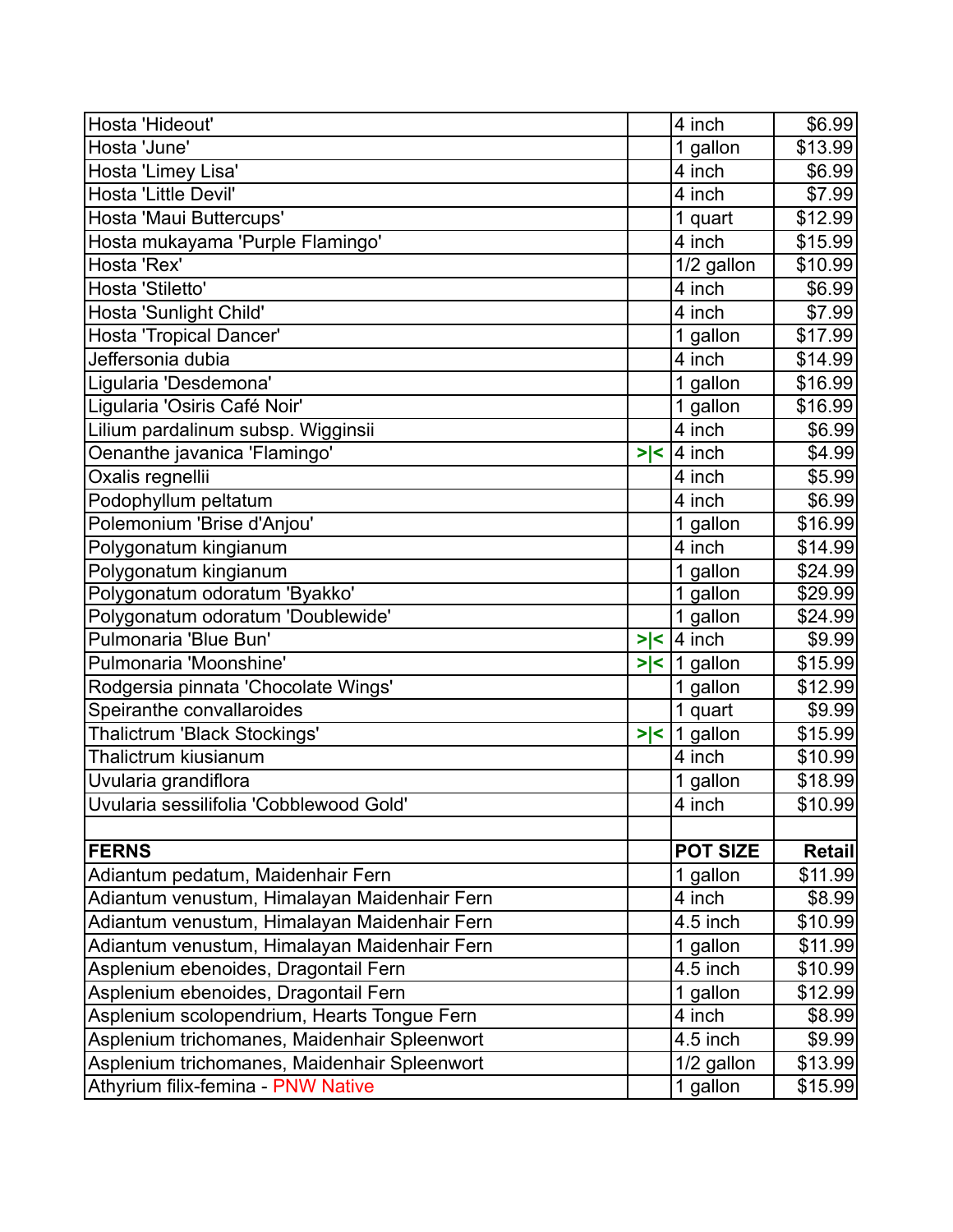| | | | |
|---|---|---|---|
| Hosta 'Hideout' | | 4 inch | $6.99 |
| Hosta 'June' | | 1 gallon | $13.99 |
| Hosta 'Limey Lisa' | | 4 inch | $6.99 |
| Hosta 'Little Devil' | | 4 inch | $7.99 |
| Hosta 'Maui Buttercups' | | 1 quart | $12.99 |
| Hosta mukayama 'Purple Flamingo' | | 4 inch | $15.99 |
| Hosta 'Rex' | | 1/2 gallon | $10.99 |
| Hosta 'Stiletto' | | 4 inch | $6.99 |
| Hosta 'Sunlight Child' | | 4 inch | $7.99 |
| Hosta 'Tropical Dancer' | | 1 gallon | $17.99 |
| Jeffersonia dubia | | 4 inch | $14.99 |
| Ligularia 'Desdemona' | | 1 gallon | $16.99 |
| Ligularia 'Osiris Café Noir' | | 1 gallon | $16.99 |
| Lilium pardalinum subsp. Wigginsii | | 4 inch | $6.99 |
| Oenanthe javanica 'Flamingo' | >\|< | 4 inch | $4.99 |
| Oxalis regnellii | | 4 inch | $5.99 |
| Podophyllum peltatum | | 4 inch | $6.99 |
| Polemonium 'Brise d'Anjou' | | 1 gallon | $16.99 |
| Polygonatum kingianum | | 4 inch | $14.99 |
| Polygonatum kingianum | | 1 gallon | $24.99 |
| Polygonatum odoratum 'Byakko' | | 1 gallon | $29.99 |
| Polygonatum odoratum 'Doublewide' | | 1 gallon | $24.99 |
| Pulmonaria 'Blue Bun' | >\|< | 4 inch | $9.99 |
| Pulmonaria 'Moonshine' | >\|< | 1 gallon | $15.99 |
| Rodgersia pinnata 'Chocolate Wings' | | 1 gallon | $12.99 |
| Speiranthe convallaroides | | 1 quart | $9.99 |
| Thalictrum 'Black Stockings' | >\|< | 1 gallon | $15.99 |
| Thalictrum kiusianum | | 4 inch | $10.99 |
| Uvularia grandiflora | | 1 gallon | $18.99 |
| Uvularia sessilifolia 'Cobblewood Gold' | | 4 inch | $10.99 |
| | | | |
| **FERNS** | | **POT SIZE** | **Retail** |
| Adiantum pedatum, Maidenhair Fern | | 1 gallon | $11.99 |
| Adiantum venustum, Himalayan Maidenhair Fern | | 4 inch | $8.99 |
| Adiantum venustum, Himalayan Maidenhair Fern | | 4.5 inch | $10.99 |
| Adiantum venustum, Himalayan Maidenhair Fern | | 1 gallon | $11.99 |
| Asplenium ebenoides, Dragontail Fern | | 4.5 inch | $10.99 |
| Asplenium ebenoides, Dragontail Fern | | 1 gallon | $12.99 |
| Asplenium scolopendrium, Hearts Tongue Fern | | 4 inch | $8.99 |
| Asplenium trichomanes, Maidenhair Spleenwort | | 4.5 inch | $9.99 |
| Asplenium trichomanes, Maidenhair Spleenwort | | 1/2 gallon | $13.99 |
| Athyrium filix-femina - PNW Native | | 1 gallon | $15.99 |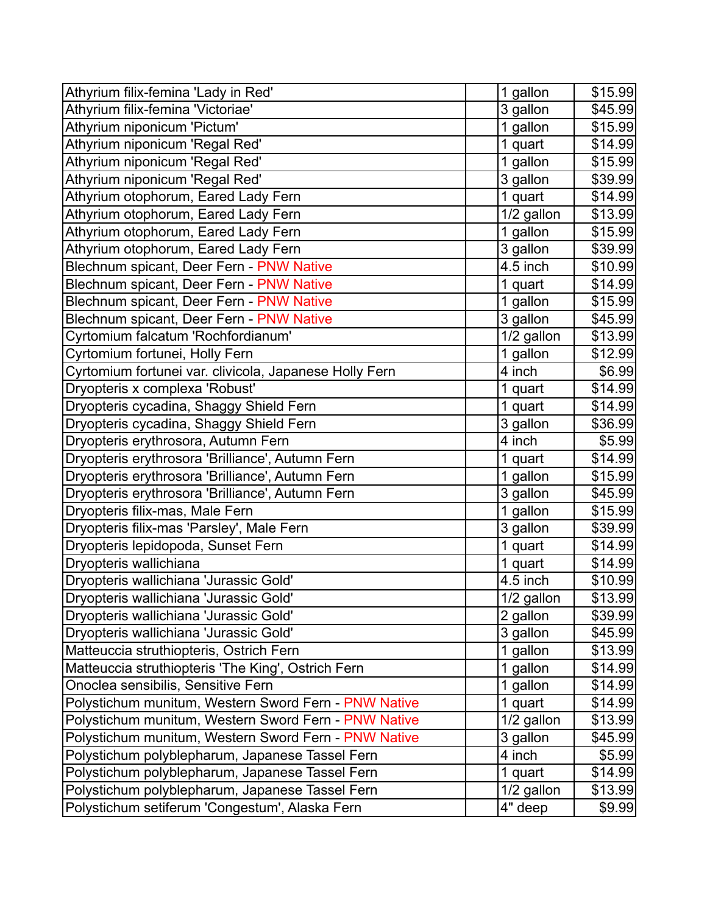| | | | |
|---|---|---|---|
| Athyrium filix-femina 'Lady in Red' | | 1 gallon | $15.99 |
| Athyrium filix-femina 'Victoriae' | | 3 gallon | $45.99 |
| Athyrium niponicum 'Pictum' | | 1 gallon | $15.99 |
| Athyrium niponicum 'Regal Red' | | 1 quart | $14.99 |
| Athyrium niponicum 'Regal Red' | | 1 gallon | $15.99 |
| Athyrium niponicum 'Regal Red' | | 3 gallon | $39.99 |
| Athyrium otophorum, Eared Lady Fern | | 1 quart | $14.99 |
| Athyrium otophorum, Eared Lady Fern | | 1/2 gallon | $13.99 |
| Athyrium otophorum, Eared Lady Fern | | 1 gallon | $15.99 |
| Athyrium otophorum, Eared Lady Fern | | 3 gallon | $39.99 |
| Blechnum spicant, Deer Fern - PNW Native | | 4.5 inch | $10.99 |
| Blechnum spicant, Deer Fern - PNW Native | | 1 quart | $14.99 |
| Blechnum spicant, Deer Fern - PNW Native | | 1 gallon | $15.99 |
| Blechnum spicant, Deer Fern - PNW Native | | 3 gallon | $45.99 |
| Cyrtomium falcatum 'Rochfordianum' | | 1/2 gallon | $13.99 |
| Cyrtomium fortunei, Holly Fern | | 1 gallon | $12.99 |
| Cyrtomium fortunei var. clivicola, Japanese Holly Fern | | 4 inch | $6.99 |
| Dryopteris x complexa 'Robust' | | 1 quart | $14.99 |
| Dryopteris cycadina, Shaggy Shield Fern | | 1 quart | $14.99 |
| Dryopteris cycadina, Shaggy Shield Fern | | 3 gallon | $36.99 |
| Dryopteris erythrosora, Autumn Fern | | 4 inch | $5.99 |
| Dryopteris erythrosora 'Brilliance', Autumn Fern | | 1 quart | $14.99 |
| Dryopteris erythrosora 'Brilliance', Autumn Fern | | 1 gallon | $15.99 |
| Dryopteris erythrosora 'Brilliance', Autumn Fern | | 3 gallon | $45.99 |
| Dryopteris filix-mas, Male Fern | | 1 gallon | $15.99 |
| Dryopteris filix-mas 'Parsley', Male Fern | | 3 gallon | $39.99 |
| Dryopteris lepidopoda, Sunset Fern | | 1 quart | $14.99 |
| Dryopteris wallichiana | | 1 quart | $14.99 |
| Dryopteris wallichiana 'Jurassic Gold' | | 4.5 inch | $10.99 |
| Dryopteris wallichiana 'Jurassic Gold' | | 1/2 gallon | $13.99 |
| Dryopteris wallichiana 'Jurassic Gold' | | 2 gallon | $39.99 |
| Dryopteris wallichiana 'Jurassic Gold' | | 3 gallon | $45.99 |
| Matteuccia struthiopteris, Ostrich Fern | | 1 gallon | $13.99 |
| Matteuccia struthiopteris 'The King', Ostrich Fern | | 1 gallon | $14.99 |
| Onoclea sensibilis, Sensitive Fern | | 1 gallon | $14.99 |
| Polystichum munitum, Western Sword Fern - PNW Native | | 1 quart | $14.99 |
| Polystichum munitum, Western Sword Fern - PNW Native | | 1/2 gallon | $13.99 |
| Polystichum munitum, Western Sword Fern - PNW Native | | 3 gallon | $45.99 |
| Polystichum polyblepharum, Japanese Tassel Fern | | 4 inch | $5.99 |
| Polystichum polyblepharum, Japanese Tassel Fern | | 1 quart | $14.99 |
| Polystichum polyblepharum, Japanese Tassel Fern | | 1/2 gallon | $13.99 |
| Polystichum setiferum 'Congestum', Alaska Fern | | 4" deep | $9.99 |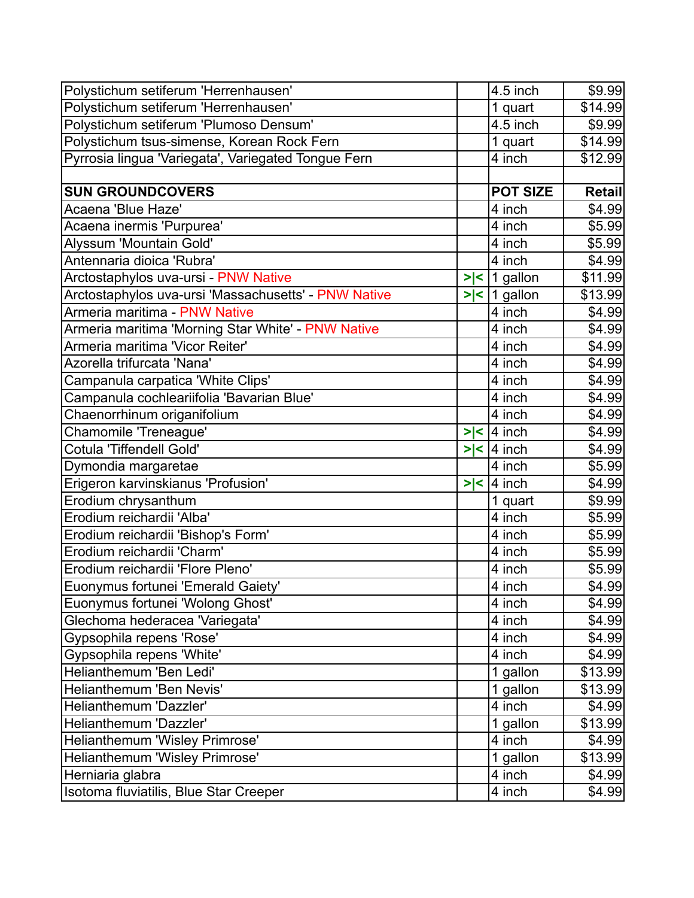| | | | |
|---|---|---|---|
| Polystichum setiferum 'Herrenhausen' | | 4.5 inch | $9.99 |
| Polystichum setiferum 'Herrenhausen' | | 1 quart | $14.99 |
| Polystichum setiferum 'Plumoso Densum' | | 4.5 inch | $9.99 |
| Polystichum tsus-simense, Korean Rock Fern | | 1 quart | $14.99 |
| Pyrrosia lingua 'Variegata', Variegated Tongue Fern | | 4 inch | $12.99 |
| | | | |
| **SUN GROUNDCOVERS** | | **POT SIZE** | **Retail** |
| Acaena 'Blue Haze' | | 4 inch | $4.99 |
| Acaena inermis 'Purpurea' | | 4 inch | $5.99 |
| Alyssum 'Mountain Gold' | | 4 inch | $5.99 |
| Antennaria dioica 'Rubra' | | 4 inch | $4.99 |
| Arctostaphylos uva-ursi - PNW Native | >\|< | 1 gallon | $11.99 |
| Arctostaphylos uva-ursi 'Massachusetts' - PNW Native | >\|< | 1 gallon | $13.99 |
| Armeria maritima - PNW Native | | 4 inch | $4.99 |
| Armeria maritima 'Morning Star White' - PNW Native | | 4 inch | $4.99 |
| Armeria maritima 'Vicor Reiter' | | 4 inch | $4.99 |
| Azorella trifurcata 'Nana' | | 4 inch | $4.99 |
| Campanula carpatica 'White Clips' | | 4 inch | $4.99 |
| Campanula cochleariifolia 'Bavarian Blue' | | 4 inch | $4.99 |
| Chaenorrhinum origanifolium | | 4 inch | $4.99 |
| Chamomile 'Treneague' | >\|< | 4 inch | $4.99 |
| Cotula 'Tiffendell Gold' | >\|< | 4 inch | $4.99 |
| Dymondia margaretae | | 4 inch | $5.99 |
| Erigeron karvinskianus 'Profusion' | >\|< | 4 inch | $4.99 |
| Erodium chrysanthum | | 1 quart | $9.99 |
| Erodium reichardii 'Alba' | | 4 inch | $5.99 |
| Erodium reichardii 'Bishop's Form' | | 4 inch | $5.99 |
| Erodium reichardii 'Charm' | | 4 inch | $5.99 |
| Erodium reichardii 'Flore Pleno' | | 4 inch | $5.99 |
| Euonymus fortunei 'Emerald Gaiety' | | 4 inch | $4.99 |
| Euonymus fortunei 'Wolong Ghost' | | 4 inch | $4.99 |
| Glechoma hederacea 'Variegata' | | 4 inch | $4.99 |
| Gypsophila repens 'Rose' | | 4 inch | $4.99 |
| Gypsophila repens 'White' | | 4 inch | $4.99 |
| Helianthemum 'Ben Ledi' | | 1 gallon | $13.99 |
| Helianthemum 'Ben Nevis' | | 1 gallon | $13.99 |
| Helianthemum 'Dazzler' | | 4 inch | $4.99 |
| Helianthemum 'Dazzler' | | 1 gallon | $13.99 |
| Helianthemum 'Wisley Primrose' | | 4 inch | $4.99 |
| Helianthemum 'Wisley Primrose' | | 1 gallon | $13.99 |
| Herniaria glabra | | 4 inch | $4.99 |
| Isotoma fluviatilis, Blue Star Creeper | | 4 inch | $4.99 |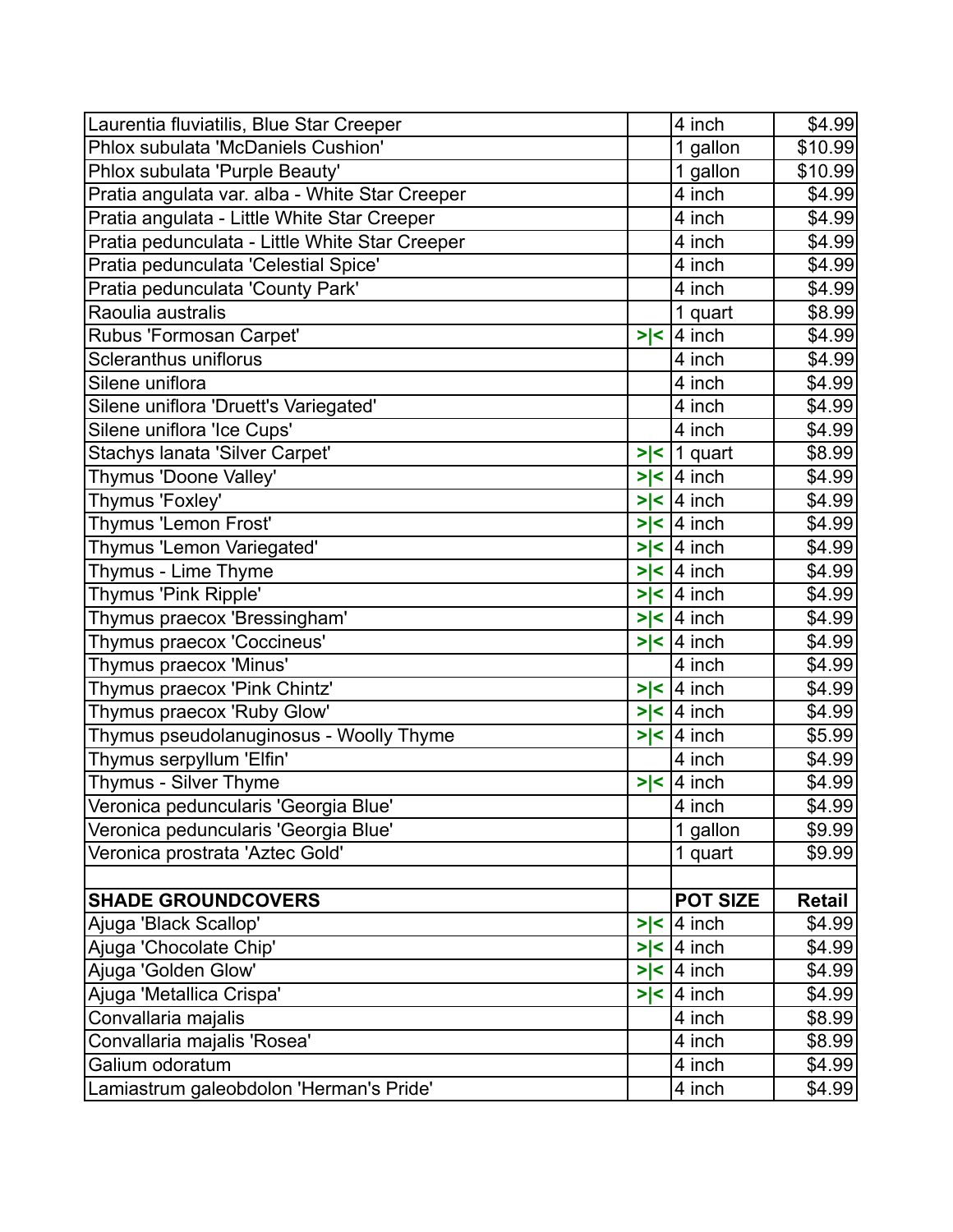| | | | |
|---|---|---|---|
| Laurentia fluviatilis, Blue Star Creeper | | 4 inch | $4.99 |
| Phlox subulata 'McDaniels Cushion' | | 1 gallon | $10.99 |
| Phlox subulata 'Purple Beauty' | | 1 gallon | $10.99 |
| Pratia angulata var. alba - White Star Creeper | | 4 inch | $4.99 |
| Pratia angulata - Little White Star Creeper | | 4 inch | $4.99 |
| Pratia pedunculata - Little White Star Creeper | | 4 inch | $4.99 |
| Pratia pedunculata 'Celestial Spice' | | 4 inch | $4.99 |
| Pratia pedunculata 'County Park' | | 4 inch | $4.99 |
| Raoulia australis | | 1 quart | $8.99 |
| Rubus 'Formosan Carpet' | >\|< | 4 inch | $4.99 |
| Scleranthus uniflorus | | 4 inch | $4.99 |
| Silene uniflora | | 4 inch | $4.99 |
| Silene uniflora 'Druett's Variegated' | | 4 inch | $4.99 |
| Silene uniflora 'Ice Cups' | | 4 inch | $4.99 |
| Stachys lanata 'Silver Carpet' | >\|< | 1 quart | $8.99 |
| Thymus 'Doone Valley' | >\|< | 4 inch | $4.99 |
| Thymus 'Foxley' | >\|< | 4 inch | $4.99 |
| Thymus 'Lemon Frost' | >\|< | 4 inch | $4.99 |
| Thymus 'Lemon Variegated' | >\|< | 4 inch | $4.99 |
| Thymus - Lime Thyme | >\|< | 4 inch | $4.99 |
| Thymus 'Pink Ripple' | >\|< | 4 inch | $4.99 |
| Thymus praecox 'Bressingham' | >\|< | 4 inch | $4.99 |
| Thymus praecox 'Coccineus' | >\|< | 4 inch | $4.99 |
| Thymus praecox 'Minus' | | 4 inch | $4.99 |
| Thymus praecox 'Pink Chintz' | >\|< | 4 inch | $4.99 |
| Thymus praecox 'Ruby Glow' | >\|< | 4 inch | $4.99 |
| Thymus pseudolanuginosus - Woolly Thyme | >\|< | 4 inch | $5.99 |
| Thymus serpyllum 'Elfin' | | 4 inch | $4.99 |
| Thymus - Silver Thyme | >\|< | 4 inch | $4.99 |
| Veronica peduncularis 'Georgia Blue' | | 4 inch | $4.99 |
| Veronica peduncularis 'Georgia Blue' | | 1 gallon | $9.99 |
| Veronica prostrata 'Aztec Gold' | | 1 quart | $9.99 |
| | | | |
| **SHADE GROUNDCOVERS** | | **POT SIZE** | **Retail** |
| Ajuga 'Black Scallop' | >\|< | 4 inch | $4.99 |
| Ajuga 'Chocolate Chip' | >\|< | 4 inch | $4.99 |
| Ajuga 'Golden Glow' | >\|< | 4 inch | $4.99 |
| Ajuga 'Metallica Crispa' | >\|< | 4 inch | $4.99 |
| Convallaria majalis | | 4 inch | $8.99 |
| Convallaria majalis 'Rosea' | | 4 inch | $8.99 |
| Galium odoratum | | 4 inch | $4.99 |
| Lamiastrum galeobdolon 'Herman's Pride' | | 4 inch | $4.99 |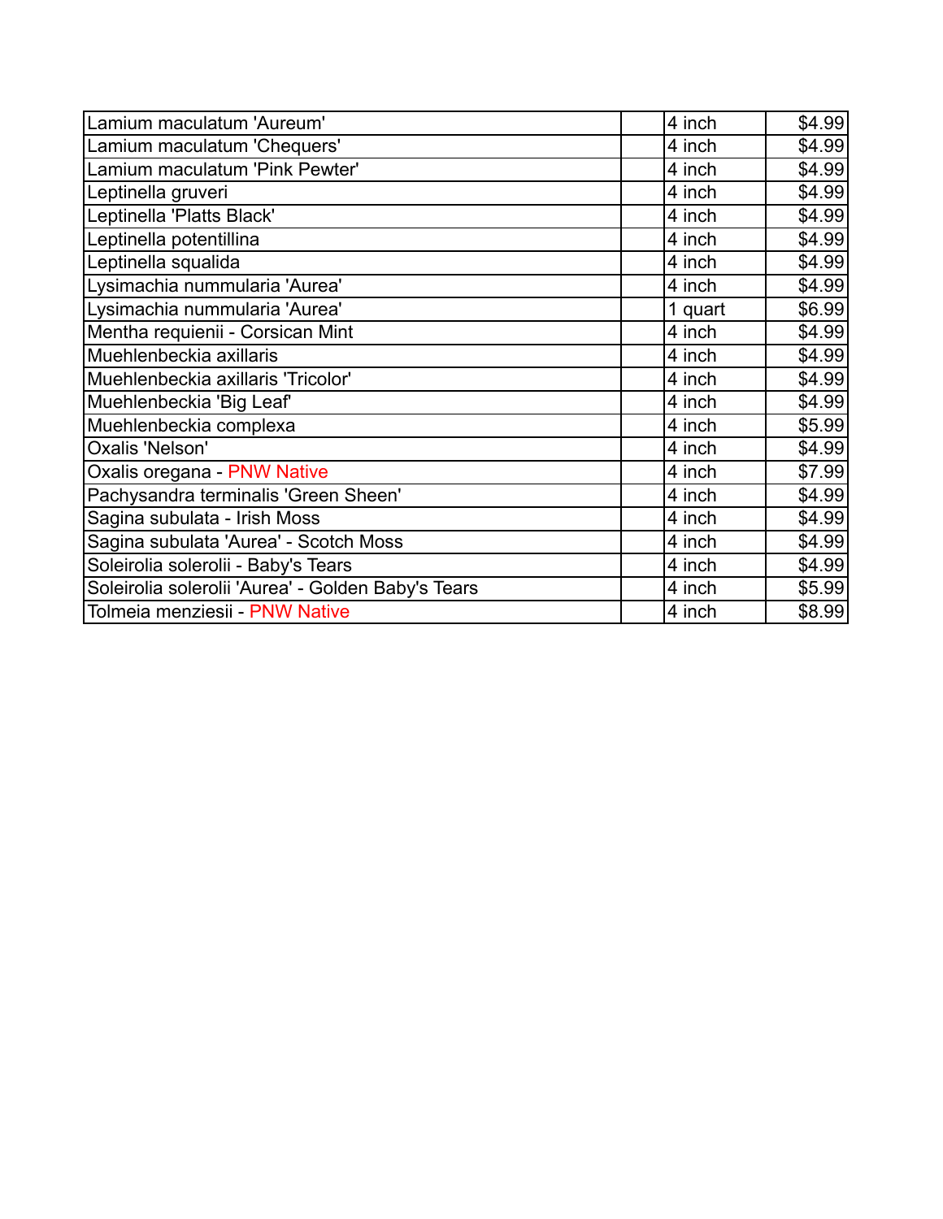| | | | |
|---|---|---|---|
| Lamium maculatum 'Aureum' | | 4 inch | $4.99 |
| Lamium maculatum 'Chequers' | | 4 inch | $4.99 |
| Lamium maculatum 'Pink Pewter' | | 4 inch | $4.99 |
| Leptinella gruveri | | 4 inch | $4.99 |
| Leptinella 'Platts Black' | | 4 inch | $4.99 |
| Leptinella potentillina | | 4 inch | $4.99 |
| Leptinella squalida | | 4 inch | $4.99 |
| Lysimachia nummularia 'Aurea' | | 4 inch | $4.99 |
| Lysimachia nummularia 'Aurea' | | 1 quart | $6.99 |
| Mentha requienii - Corsican Mint | | 4 inch | $4.99 |
| Muehlenbeckia axillaris | | 4 inch | $4.99 |
| Muehlenbeckia axillaris 'Tricolor' | | 4 inch | $4.99 |
| Muehlenbeckia 'Big Leaf' | | 4 inch | $4.99 |
| Muehlenbeckia complexa | | 4 inch | $5.99 |
| Oxalis 'Nelson' | | 4 inch | $4.99 |
| Oxalis oregana - PNW Native | | 4 inch | $7.99 |
| Pachysandra terminalis 'Green Sheen' | | 4 inch | $4.99 |
| Sagina subulata - Irish Moss | | 4 inch | $4.99 |
| Sagina subulata 'Aurea' - Scotch Moss | | 4 inch | $4.99 |
| Soleirolia solerolii - Baby's Tears | | 4 inch | $4.99 |
| Soleirolia solerolii 'Aurea' - Golden Baby's Tears | | 4 inch | $5.99 |
| Tolmeia menziesii - PNW Native | | 4 inch | $8.99 |